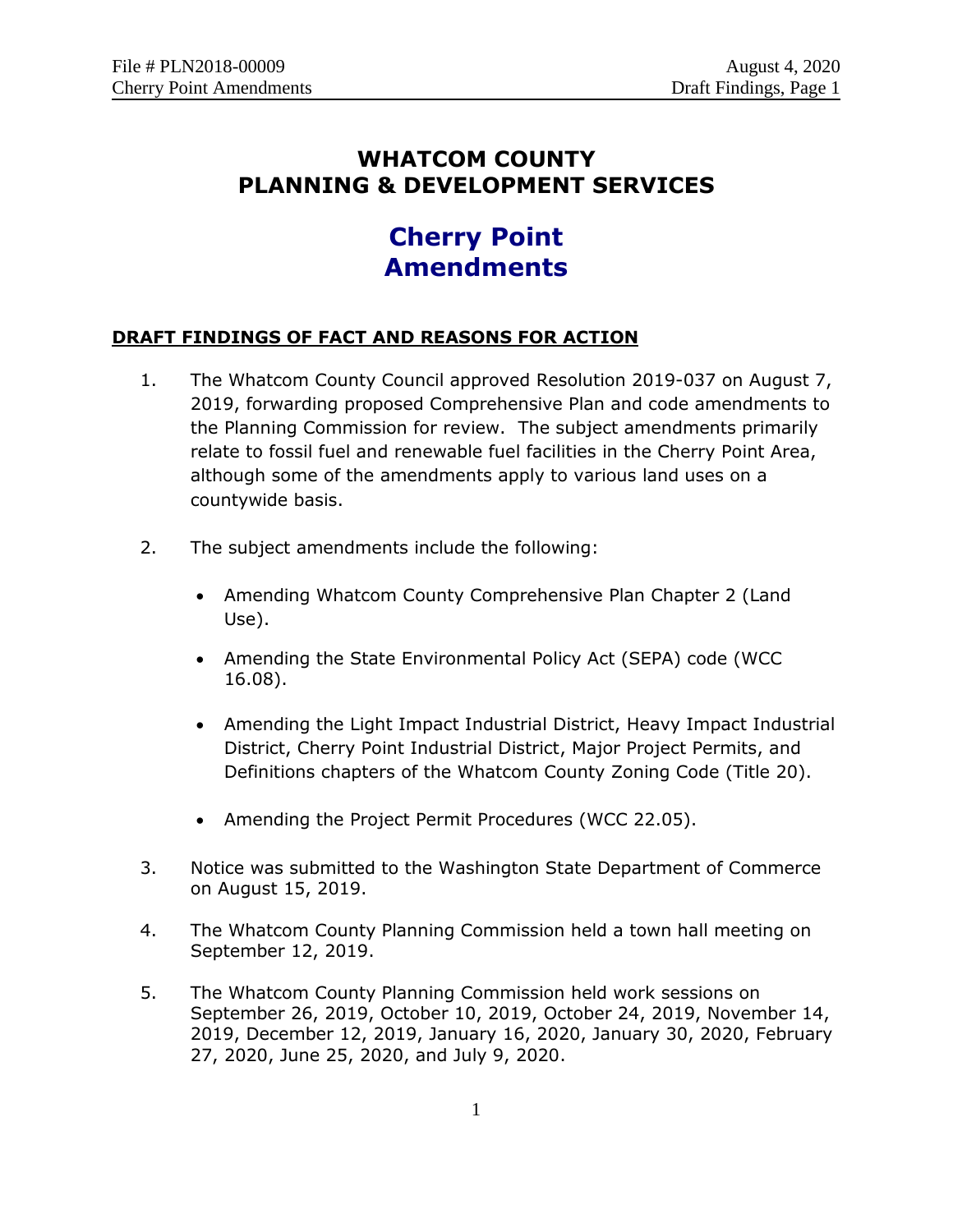# WHATCOM COUNTY
# PLANNING & DEVELOPMENT SERVICES

## Cherry Point Amendments

**DRAFT FINDINGS OF FACT AND REASONS FOR ACTION**

1. The Whatcom County Council approved Resolution 2019-037 on August 7, 2019, forwarding proposed Comprehensive Plan and code amendments to the Planning Commission for review. The subject amendments primarily relate to fossil fuel and renewable fuel facilities in the Cherry Point Area, although some of the amendments apply to various land uses on a countywide basis.

2. The subject amendments include the following:

   - Amending Whatcom County Comprehensive Plan Chapter 2 (Land Use).
   - Amending the State Environmental Policy Act (SEPA) code (WCC 16.08).
   - Amending the Light Impact Industrial District, Heavy Impact Industrial District, Cherry Point Industrial District, Major Project Permits, and Definitions chapters of the Whatcom County Zoning Code (Title 20).
   - Amending the Project Permit Procedures (WCC 22.05).

3. Notice was submitted to the Washington State Department of Commerce on August 15, 2019.

4. The Whatcom County Planning Commission held a town hall meeting on September 12, 2019.

5. The Whatcom County Planning Commission held work sessions on September 26, 2019, October 10, 2019, October 24, 2019, November 14, 2019, December 12, 2019, January 16, 2020, January 30, 2020, February 27, 2020, June 25, 2020, and July 9, 2020.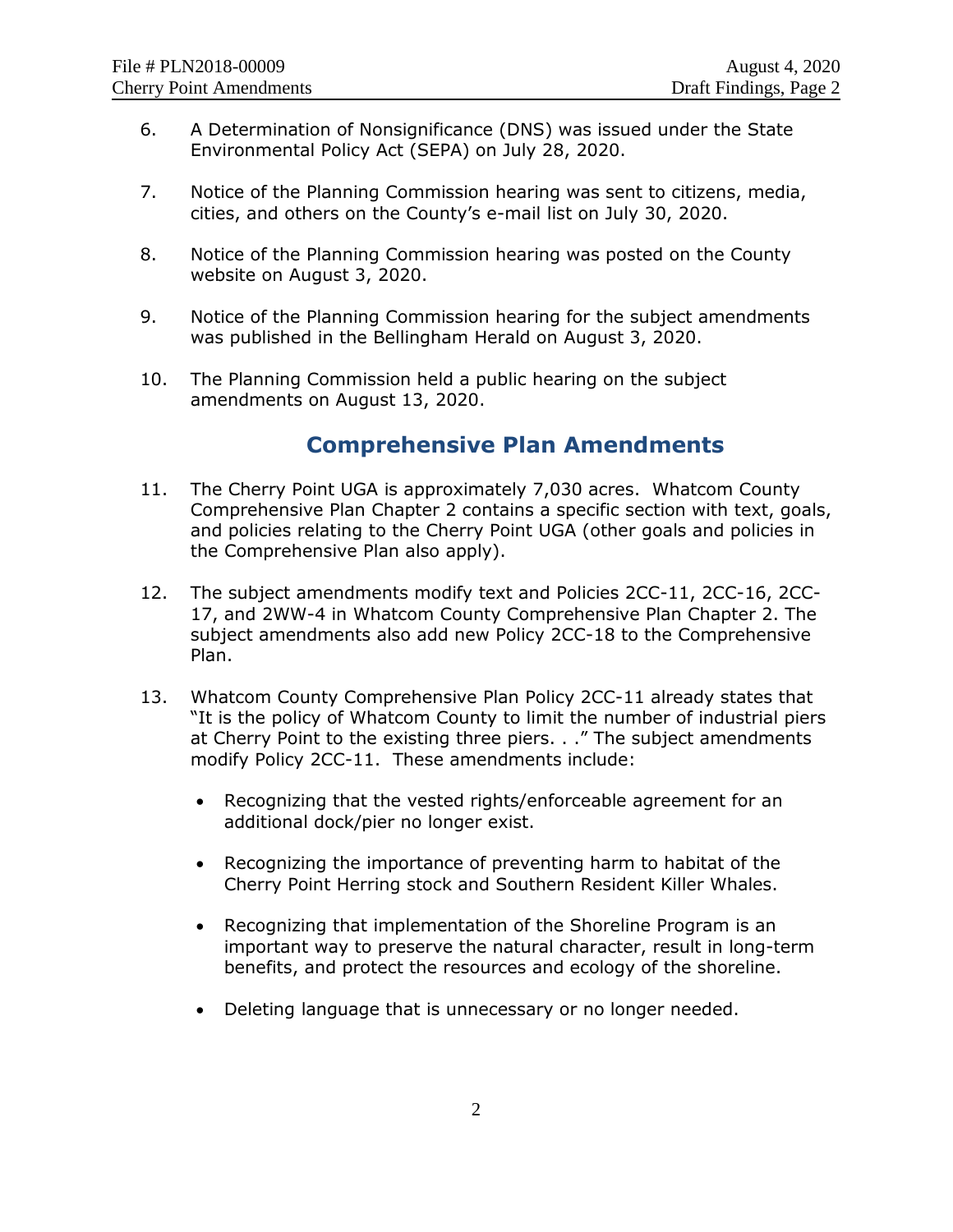6. A Determination of Nonsignificance (DNS) was issued under the State Environmental Policy Act (SEPA) on July 28, 2020.

7. Notice of the Planning Commission hearing was sent to citizens, media, cities, and others on the County's e-mail list on July 30, 2020.

8. Notice of the Planning Commission hearing was posted on the County website on August 3, 2020.

9. Notice of the Planning Commission hearing for the subject amendments was published in the Bellingham Herald on August 3, 2020.

10. The Planning Commission held a public hearing on the subject amendments on August 13, 2020.

## Comprehensive Plan Amendments

11. The Cherry Point UGA is approximately 7,030 acres. Whatcom County Comprehensive Plan Chapter 2 contains a specific section with text, goals, and policies relating to the Cherry Point UGA (other goals and policies in the Comprehensive Plan also apply).

12. The subject amendments modify text and Policies 2CC-11, 2CC-16, 2CC-17, and 2WW-4 in Whatcom County Comprehensive Plan Chapter 2. The subject amendments also add new Policy 2CC-18 to the Comprehensive Plan.

13. Whatcom County Comprehensive Plan Policy 2CC-11 already states that "It is the policy of Whatcom County to limit the number of industrial piers at Cherry Point to the existing three piers. . ." The subject amendments modify Policy 2CC-11. These amendments include:

    - Recognizing that the vested rights/enforceable agreement for an additional dock/pier no longer exist.
    - Recognizing the importance of preventing harm to habitat of the Cherry Point Herring stock and Southern Resident Killer Whales.
    - Recognizing that implementation of the Shoreline Program is an important way to preserve the natural character, result in long-term benefits, and protect the resources and ecology of the shoreline.
    - Deleting language that is unnecessary or no longer needed.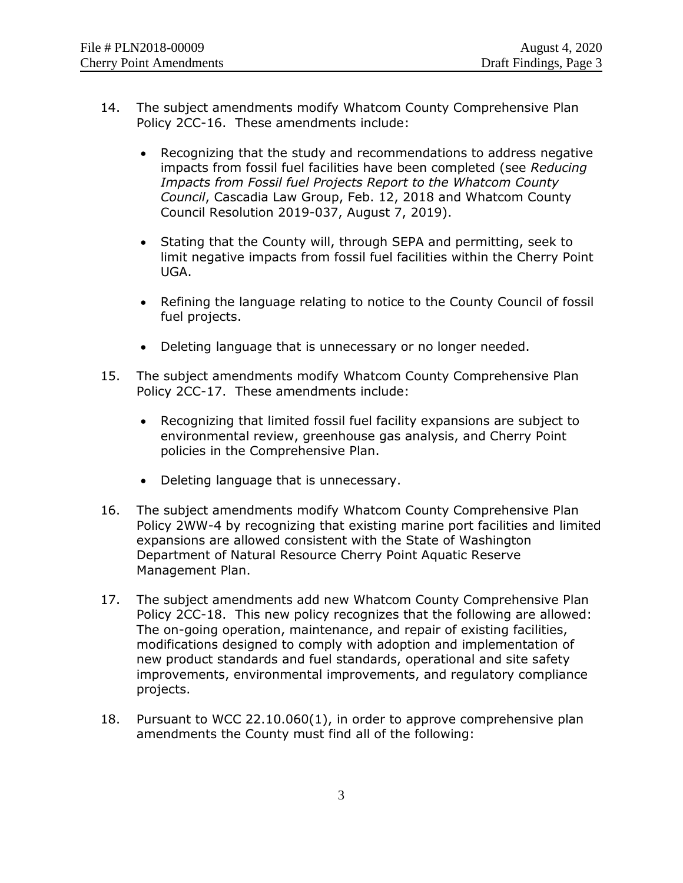14. The subject amendments modify Whatcom County Comprehensive Plan Policy 2CC-16. These amendments include:

    - Recognizing that the study and recommendations to address negative impacts from fossil fuel facilities have been completed (see *Reducing Impacts from Fossil fuel Projects Report to the Whatcom County Council*, Cascadia Law Group, Feb. 12, 2018 and Whatcom County Council Resolution 2019-037, August 7, 2019).

    - Stating that the County will, through SEPA and permitting, seek to limit negative impacts from fossil fuel facilities within the Cherry Point UGA.

    - Refining the language relating to notice to the County Council of fossil fuel projects.

    - Deleting language that is unnecessary or no longer needed.

15. The subject amendments modify Whatcom County Comprehensive Plan Policy 2CC-17. These amendments include:

    - Recognizing that limited fossil fuel facility expansions are subject to environmental review, greenhouse gas analysis, and Cherry Point policies in the Comprehensive Plan.

    - Deleting language that is unnecessary.

16. The subject amendments modify Whatcom County Comprehensive Plan Policy 2WW-4 by recognizing that existing marine port facilities and limited expansions are allowed consistent with the State of Washington Department of Natural Resource Cherry Point Aquatic Reserve Management Plan.

17. The subject amendments add new Whatcom County Comprehensive Plan Policy 2CC-18. This new policy recognizes that the following are allowed: The on-going operation, maintenance, and repair of existing facilities, modifications designed to comply with adoption and implementation of new product standards and fuel standards, operational and site safety improvements, environmental improvements, and regulatory compliance projects.

18. Pursuant to WCC 22.10.060(1), in order to approve comprehensive plan amendments the County must find all of the following: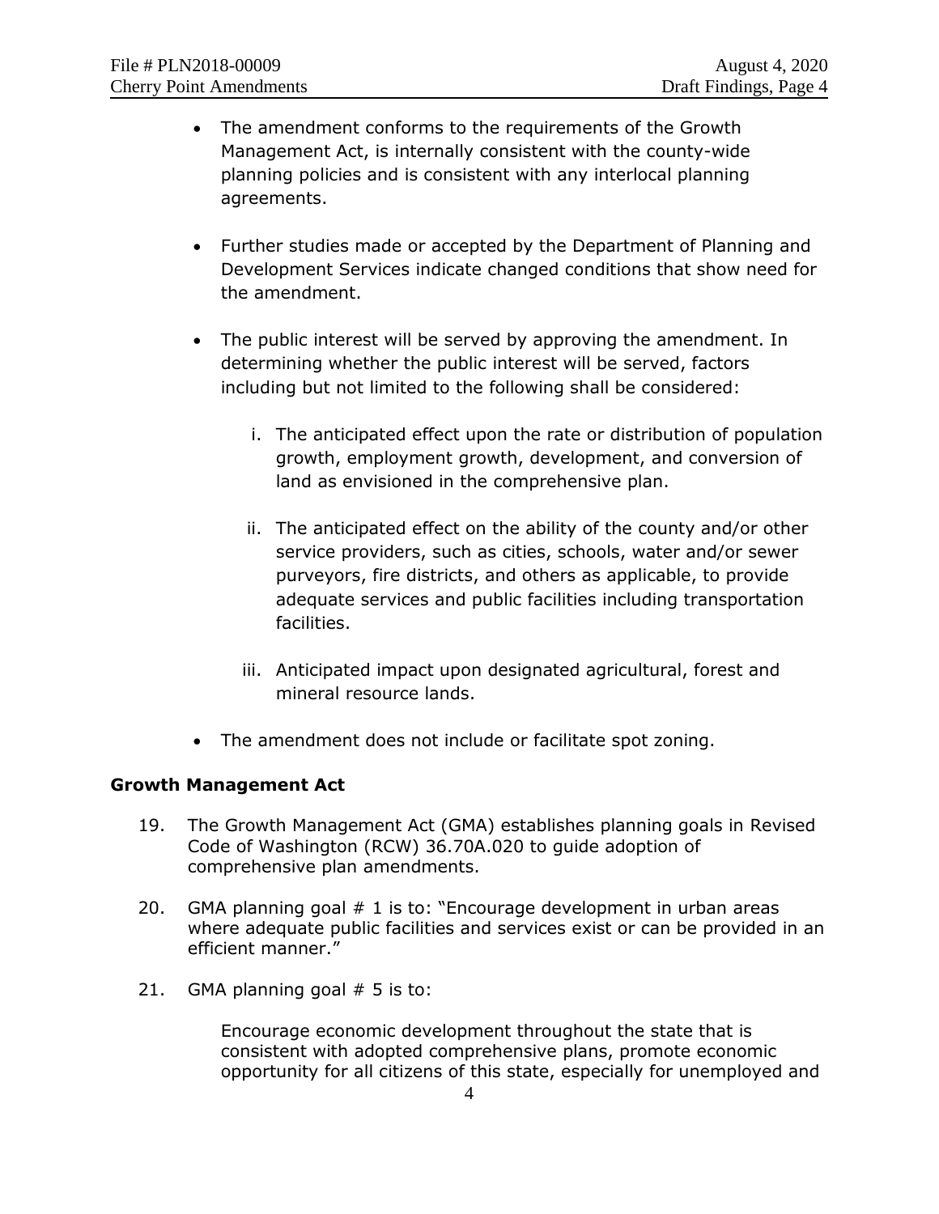- The amendment conforms to the requirements of the Growth Management Act, is internally consistent with the county-wide planning policies and is consistent with any interlocal planning agreements.

- Further studies made or accepted by the Department of Planning and Development Services indicate changed conditions that show need for the amendment.

- The public interest will be served by approving the amendment. In determining whether the public interest will be served, factors including but not limited to the following shall be considered:

    i. The anticipated effect upon the rate or distribution of population growth, employment growth, development, and conversion of land as envisioned in the comprehensive plan.

    ii. The anticipated effect on the ability of the county and/or other service providers, such as cities, schools, water and/or sewer purveyors, fire districts, and others as applicable, to provide adequate services and public facilities including transportation facilities.

    iii. Anticipated impact upon designated agricultural, forest and mineral resource lands.

- The amendment does not include or facilitate spot zoning.

**Growth Management Act**

19. The Growth Management Act (GMA) establishes planning goals in Revised Code of Washington (RCW) 36.70A.020 to guide adoption of comprehensive plan amendments.

20. GMA planning goal # 1 is to: "Encourage development in urban areas where adequate public facilities and services exist or can be provided in an efficient manner."

21. GMA planning goal # 5 is to:

    Encourage economic development throughout the state that is consistent with adopted comprehensive plans, promote economic opportunity for all citizens of this state, especially for unemployed and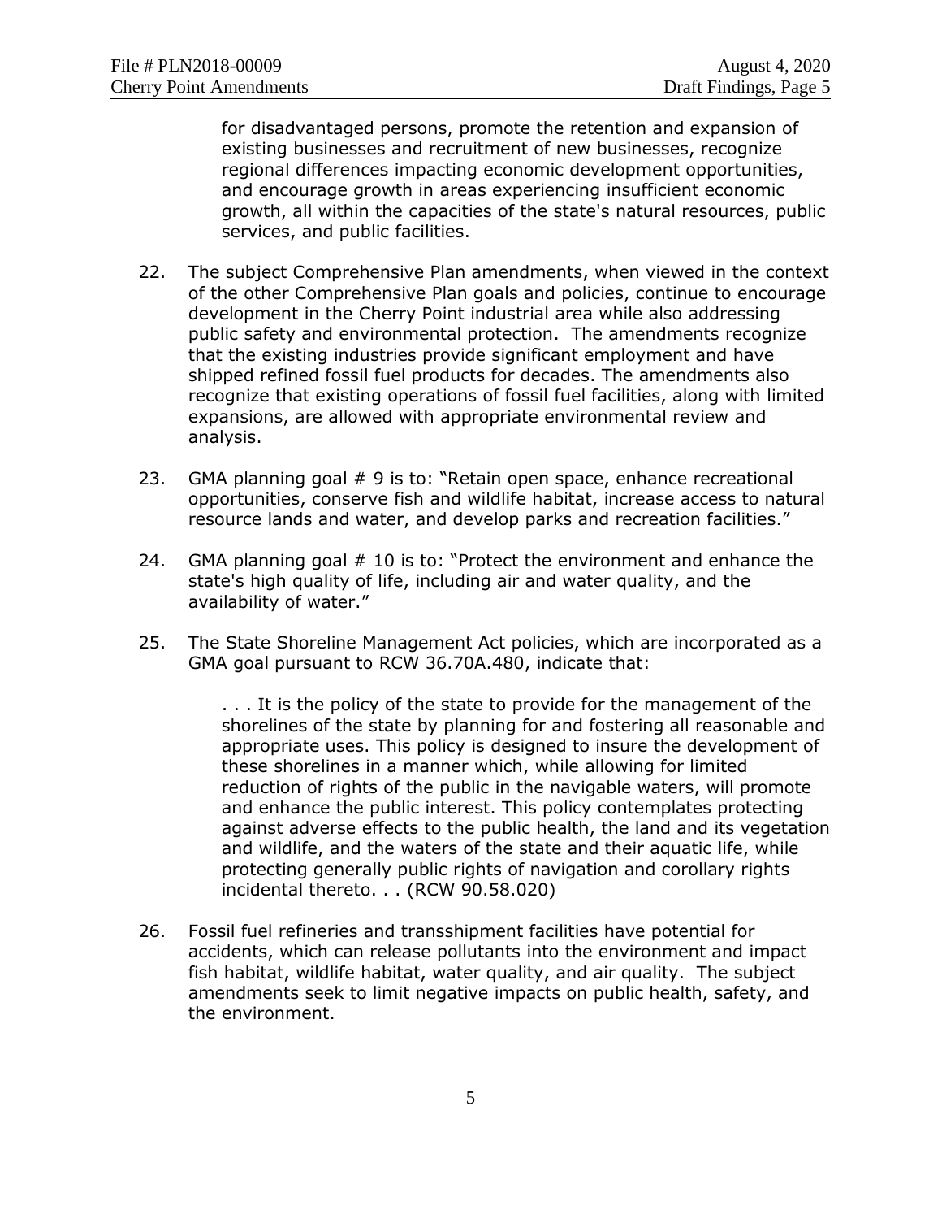for disadvantaged persons, promote the retention and expansion of existing businesses and recruitment of new businesses, recognize regional differences impacting economic development opportunities, and encourage growth in areas experiencing insufficient economic growth, all within the capacities of the state's natural resources, public services, and public facilities.

22. The subject Comprehensive Plan amendments, when viewed in the context of the other Comprehensive Plan goals and policies, continue to encourage development in the Cherry Point industrial area while also addressing public safety and environmental protection. The amendments recognize that the existing industries provide significant employment and have shipped refined fossil fuel products for decades. The amendments also recognize that existing operations of fossil fuel facilities, along with limited expansions, are allowed with appropriate environmental review and analysis.

23. GMA planning goal # 9 is to: "Retain open space, enhance recreational opportunities, conserve fish and wildlife habitat, increase access to natural resource lands and water, and develop parks and recreation facilities."

24. GMA planning goal # 10 is to: "Protect the environment and enhance the state's high quality of life, including air and water quality, and the availability of water."

25. The State Shoreline Management Act policies, which are incorporated as a GMA goal pursuant to RCW 36.70A.480, indicate that:

    . . . It is the policy of the state to provide for the management of the shorelines of the state by planning for and fostering all reasonable and appropriate uses. This policy is designed to insure the development of these shorelines in a manner which, while allowing for limited reduction of rights of the public in the navigable waters, will promote and enhance the public interest. This policy contemplates protecting against adverse effects to the public health, the land and its vegetation and wildlife, and the waters of the state and their aquatic life, while protecting generally public rights of navigation and corollary rights incidental thereto. . . (RCW 90.58.020)

26. Fossil fuel refineries and transshipment facilities have potential for accidents, which can release pollutants into the environment and impact fish habitat, wildlife habitat, water quality, and air quality. The subject amendments seek to limit negative impacts on public health, safety, and the environment.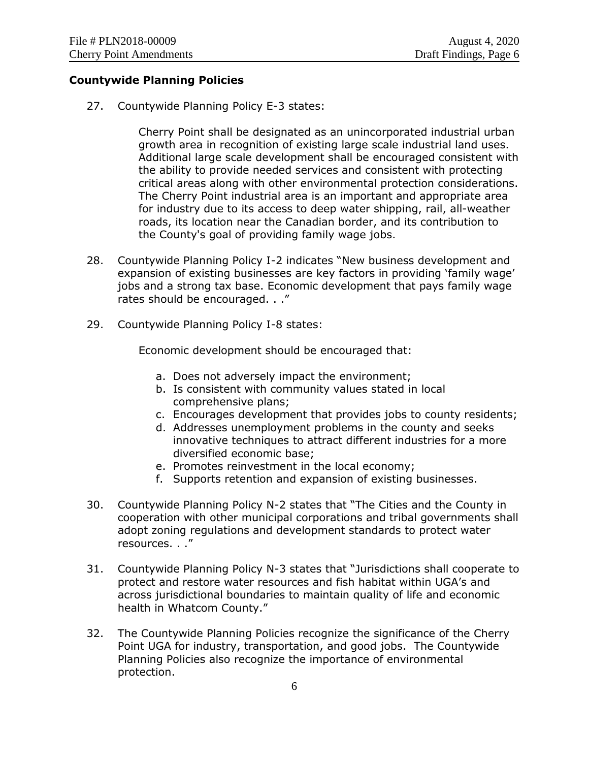**Countywide Planning Policies**

27. Countywide Planning Policy E-3 states:

    > Cherry Point shall be designated as an unincorporated industrial urban growth area in recognition of existing large scale industrial land uses. Additional large scale development shall be encouraged consistent with the ability to provide needed services and consistent with protecting critical areas along with other environmental protection considerations. The Cherry Point industrial area is an important and appropriate area for industry due to its access to deep water shipping, rail, all-weather roads, its location near the Canadian border, and its contribution to the County's goal of providing family wage jobs.

28. Countywide Planning Policy I-2 indicates "New business development and expansion of existing businesses are key factors in providing 'family wage' jobs and a strong tax base. Economic development that pays family wage rates should be encouraged. . ."

29. Countywide Planning Policy I-8 states:

    > Economic development should be encouraged that:
    >
    > a. Does not adversely impact the environment;
    > b. Is consistent with community values stated in local comprehensive plans;
    > c. Encourages development that provides jobs to county residents;
    > d. Addresses unemployment problems in the county and seeks innovative techniques to attract different industries for a more diversified economic base;
    > e. Promotes reinvestment in the local economy;
    > f. Supports retention and expansion of existing businesses.

30. Countywide Planning Policy N-2 states that "The Cities and the County in cooperation with other municipal corporations and tribal governments shall adopt zoning regulations and development standards to protect water resources. . ."

31. Countywide Planning Policy N-3 states that "Jurisdictions shall cooperate to protect and restore water resources and fish habitat within UGA's and across jurisdictional boundaries to maintain quality of life and economic health in Whatcom County."

32. The Countywide Planning Policies recognize the significance of the Cherry Point UGA for industry, transportation, and good jobs. The Countywide Planning Policies also recognize the importance of environmental protection.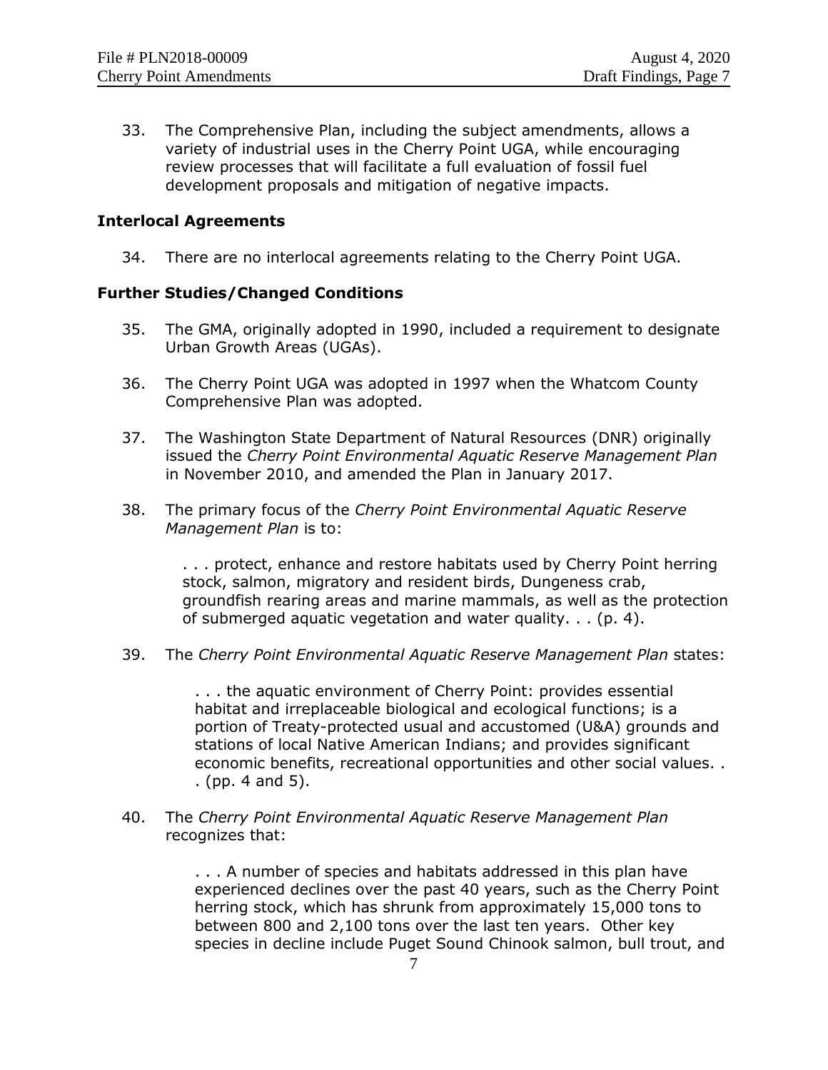33. The Comprehensive Plan, including the subject amendments, allows a variety of industrial uses in the Cherry Point UGA, while encouraging review processes that will facilitate a full evaluation of fossil fuel development proposals and mitigation of negative impacts.

### Interlocal Agreements

34. There are no interlocal agreements relating to the Cherry Point UGA.

### Further Studies/Changed Conditions

35. The GMA, originally adopted in 1990, included a requirement to designate Urban Growth Areas (UGAs).

36. The Cherry Point UGA was adopted in 1997 when the Whatcom County Comprehensive Plan was adopted.

37. The Washington State Department of Natural Resources (DNR) originally issued the *Cherry Point Environmental Aquatic Reserve Management Plan* in November 2010, and amended the Plan in January 2017.

38. The primary focus of the *Cherry Point Environmental Aquatic Reserve Management Plan* is to:

    > . . . protect, enhance and restore habitats used by Cherry Point herring stock, salmon, migratory and resident birds, Dungeness crab, groundfish rearing areas and marine mammals, as well as the protection of submerged aquatic vegetation and water quality. . . (p. 4).

39. The *Cherry Point Environmental Aquatic Reserve Management Plan* states:

    > . . . the aquatic environment of Cherry Point: provides essential habitat and irreplaceable biological and ecological functions; is a portion of Treaty-protected usual and accustomed (U&A) grounds and stations of local Native American Indians; and provides significant economic benefits, recreational opportunities and other social values. . . (pp. 4 and 5).

40. The *Cherry Point Environmental Aquatic Reserve Management Plan* recognizes that:

    > . . . A number of species and habitats addressed in this plan have experienced declines over the past 40 years, such as the Cherry Point herring stock, which has shrunk from approximately 15,000 tons to between 800 and 2,100 tons over the last ten years. Other key species in decline include Puget Sound Chinook salmon, bull trout, and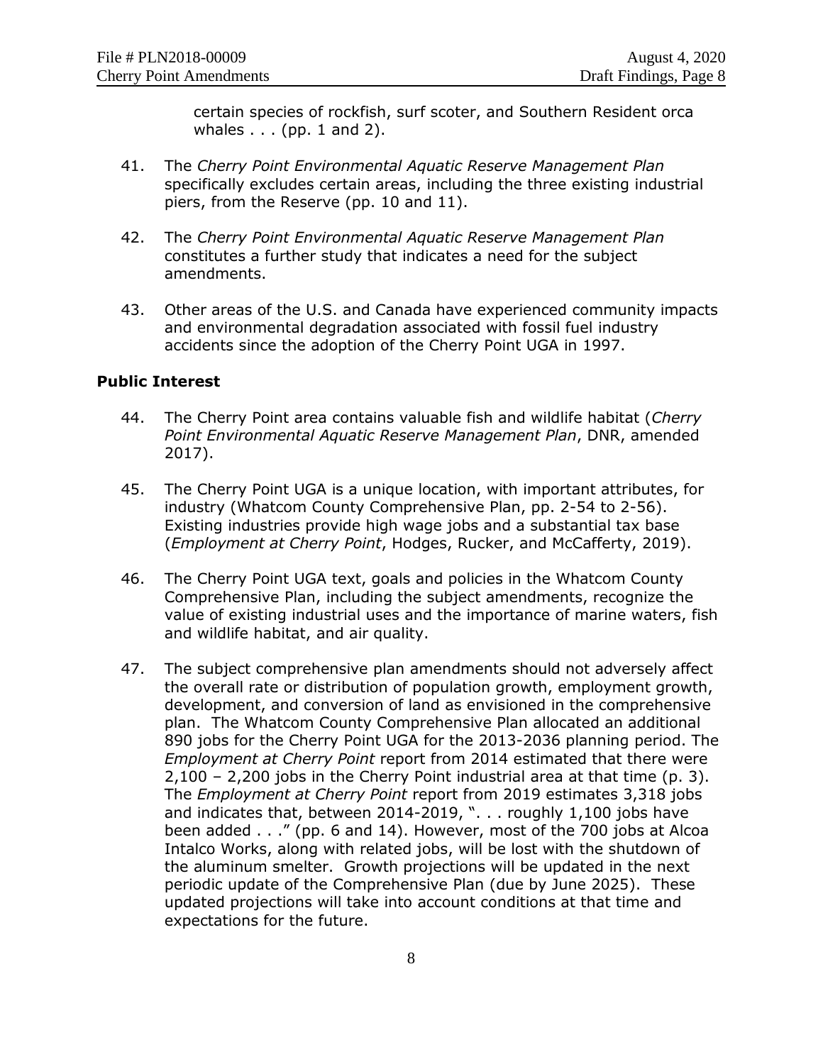certain species of rockfish, surf scoter, and Southern Resident orca whales . . . (pp. 1 and 2).

41. The *Cherry Point Environmental Aquatic Reserve Management Plan* specifically excludes certain areas, including the three existing industrial piers, from the Reserve (pp. 10 and 11).

42. The *Cherry Point Environmental Aquatic Reserve Management Plan* constitutes a further study that indicates a need for the subject amendments.

43. Other areas of the U.S. and Canada have experienced community impacts and environmental degradation associated with fossil fuel industry accidents since the adoption of the Cherry Point UGA in 1997.

**Public Interest**

44. The Cherry Point area contains valuable fish and wildlife habitat (*Cherry Point Environmental Aquatic Reserve Management Plan*, DNR, amended 2017).

45. The Cherry Point UGA is a unique location, with important attributes, for industry (Whatcom County Comprehensive Plan, pp. 2-54 to 2-56). Existing industries provide high wage jobs and a substantial tax base (*Employment at Cherry Point*, Hodges, Rucker, and McCafferty, 2019).

46. The Cherry Point UGA text, goals and policies in the Whatcom County Comprehensive Plan, including the subject amendments, recognize the value of existing industrial uses and the importance of marine waters, fish and wildlife habitat, and air quality.

47. The subject comprehensive plan amendments should not adversely affect the overall rate or distribution of population growth, employment growth, development, and conversion of land as envisioned in the comprehensive plan. The Whatcom County Comprehensive Plan allocated an additional 890 jobs for the Cherry Point UGA for the 2013-2036 planning period. The *Employment at Cherry Point* report from 2014 estimated that there were 2,100 – 2,200 jobs in the Cherry Point industrial area at that time (p. 3). The *Employment at Cherry Point* report from 2019 estimates 3,318 jobs and indicates that, between 2014-2019, ". . . roughly 1,100 jobs have been added . . ." (pp. 6 and 14). However, most of the 700 jobs at Alcoa Intalco Works, along with related jobs, will be lost with the shutdown of the aluminum smelter. Growth projections will be updated in the next periodic update of the Comprehensive Plan (due by June 2025). These updated projections will take into account conditions at that time and expectations for the future.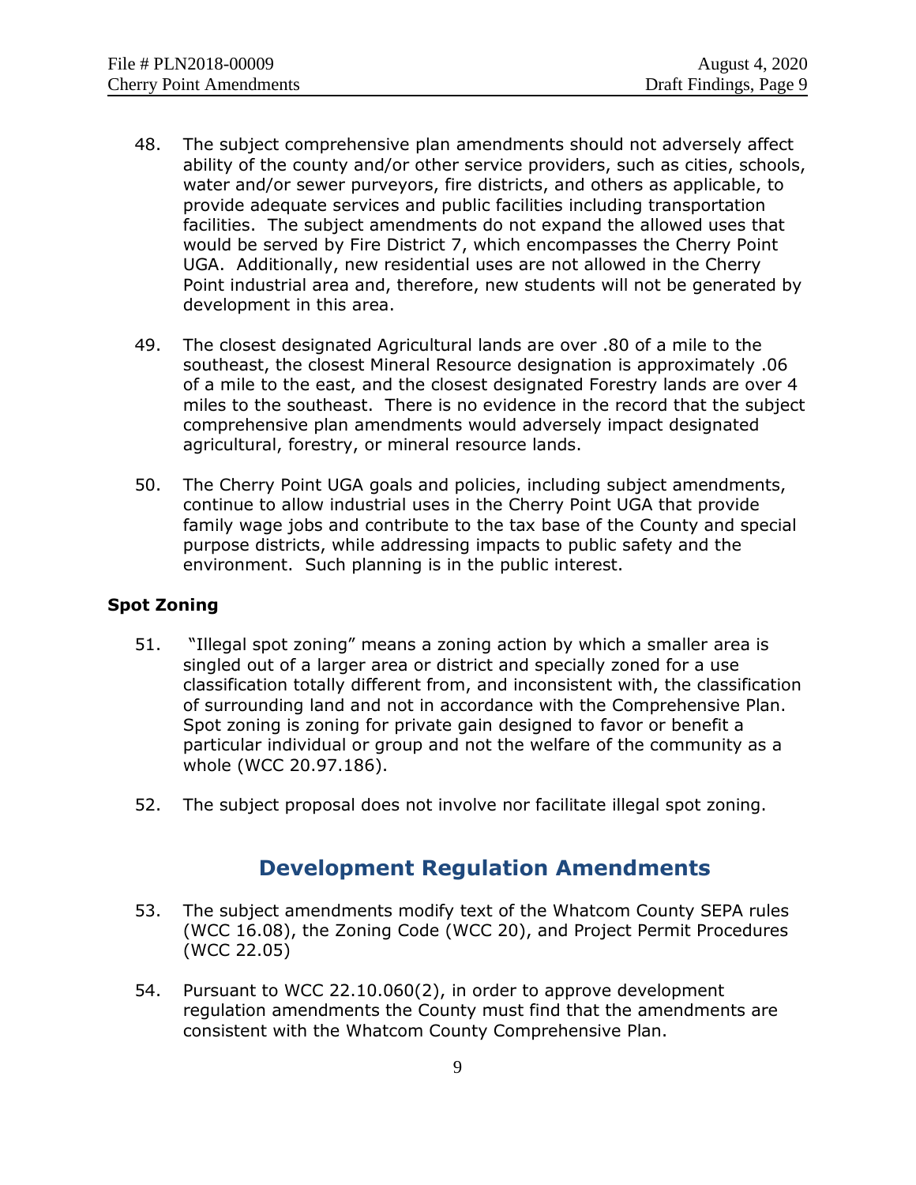48. The subject comprehensive plan amendments should not adversely affect ability of the county and/or other service providers, such as cities, schools, water and/or sewer purveyors, fire districts, and others as applicable, to provide adequate services and public facilities including transportation facilities. The subject amendments do not expand the allowed uses that would be served by Fire District 7, which encompasses the Cherry Point UGA. Additionally, new residential uses are not allowed in the Cherry Point industrial area and, therefore, new students will not be generated by development in this area.

49. The closest designated Agricultural lands are over .80 of a mile to the southeast, the closest Mineral Resource designation is approximately .06 of a mile to the east, and the closest designated Forestry lands are over 4 miles to the southeast. There is no evidence in the record that the subject comprehensive plan amendments would adversely impact designated agricultural, forestry, or mineral resource lands.

50. The Cherry Point UGA goals and policies, including subject amendments, continue to allow industrial uses in the Cherry Point UGA that provide family wage jobs and contribute to the tax base of the County and special purpose districts, while addressing impacts to public safety and the environment. Such planning is in the public interest.

**Spot Zoning**

51. "Illegal spot zoning" means a zoning action by which a smaller area is singled out of a larger area or district and specially zoned for a use classification totally different from, and inconsistent with, the classification of surrounding land and not in accordance with the Comprehensive Plan. Spot zoning is zoning for private gain designed to favor or benefit a particular individual or group and not the welfare of the community as a whole (WCC 20.97.186).

52. The subject proposal does not involve nor facilitate illegal spot zoning.

## Development Regulation Amendments

53. The subject amendments modify text of the Whatcom County SEPA rules (WCC 16.08), the Zoning Code (WCC 20), and Project Permit Procedures (WCC 22.05)

54. Pursuant to WCC 22.10.060(2), in order to approve development regulation amendments the County must find that the amendments are consistent with the Whatcom County Comprehensive Plan.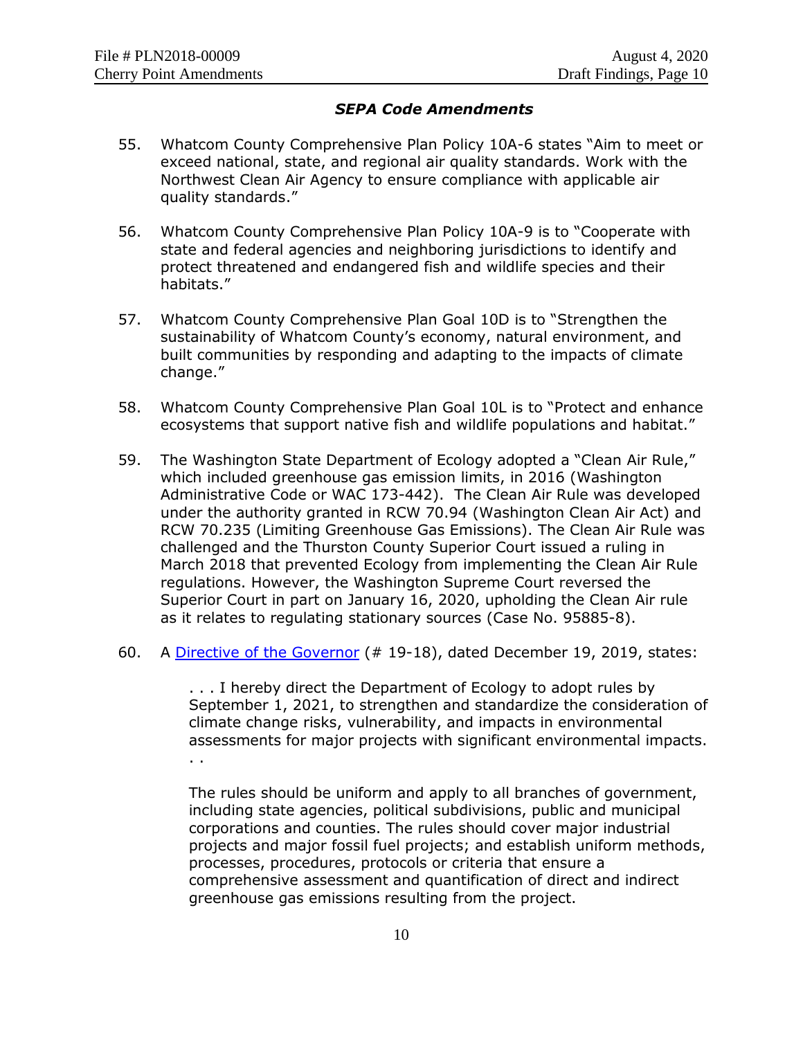### *SEPA Code Amendments*

55. Whatcom County Comprehensive Plan Policy 10A-6 states "Aim to meet or exceed national, state, and regional air quality standards. Work with the Northwest Clean Air Agency to ensure compliance with applicable air quality standards."

56. Whatcom County Comprehensive Plan Policy 10A-9 is to "Cooperate with state and federal agencies and neighboring jurisdictions to identify and protect threatened and endangered fish and wildlife species and their habitats."

57. Whatcom County Comprehensive Plan Goal 10D is to "Strengthen the sustainability of Whatcom County's economy, natural environment, and built communities by responding and adapting to the impacts of climate change."

58. Whatcom County Comprehensive Plan Goal 10L is to "Protect and enhance ecosystems that support native fish and wildlife populations and habitat."

59. The Washington State Department of Ecology adopted a "Clean Air Rule," which included greenhouse gas emission limits, in 2016 (Washington Administrative Code or WAC 173-442). The Clean Air Rule was developed under the authority granted in RCW 70.94 (Washington Clean Air Act) and RCW 70.235 (Limiting Greenhouse Gas Emissions). The Clean Air Rule was challenged and the Thurston County Superior Court issued a ruling in March 2018 that prevented Ecology from implementing the Clean Air Rule regulations. However, the Washington Supreme Court reversed the Superior Court in part on January 16, 2020, upholding the Clean Air rule as it relates to regulating stationary sources (Case No. 95885-8).

60. A Directive of the Governor (# 19-18), dated December 19, 2019, states:

    > . . . I hereby direct the Department of Ecology to adopt rules by September 1, 2021, to strengthen and standardize the consideration of climate change risks, vulnerability, and impacts in environmental assessments for major projects with significant environmental impacts. . .
    >
    > The rules should be uniform and apply to all branches of government, including state agencies, political subdivisions, public and municipal corporations and counties. The rules should cover major industrial projects and major fossil fuel projects; and establish uniform methods, processes, procedures, protocols or criteria that ensure a comprehensive assessment and quantification of direct and indirect greenhouse gas emissions resulting from the project.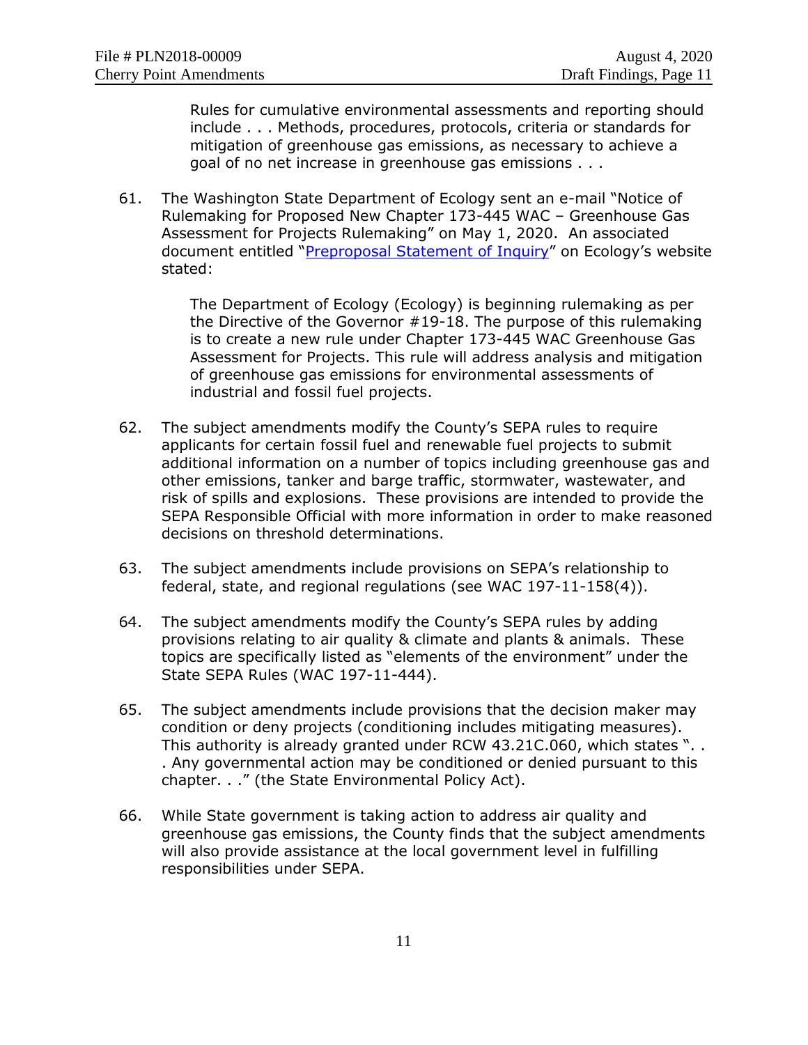> Rules for cumulative environmental assessments and reporting should include . . . Methods, procedures, protocols, criteria or standards for mitigation of greenhouse gas emissions, as necessary to achieve a goal of no net increase in greenhouse gas emissions . . .

61. The Washington State Department of Ecology sent an e-mail "Notice of Rulemaking for Proposed New Chapter 173-445 WAC – Greenhouse Gas Assessment for Projects Rulemaking" on May 1, 2020. An associated document entitled "Preproposal Statement of Inquiry" on Ecology's website stated:

    > The Department of Ecology (Ecology) is beginning rulemaking as per the Directive of the Governor #19-18. The purpose of this rulemaking is to create a new rule under Chapter 173-445 WAC Greenhouse Gas Assessment for Projects. This rule will address analysis and mitigation of greenhouse gas emissions for environmental assessments of industrial and fossil fuel projects.

62. The subject amendments modify the County's SEPA rules to require applicants for certain fossil fuel and renewable fuel projects to submit additional information on a number of topics including greenhouse gas and other emissions, tanker and barge traffic, stormwater, wastewater, and risk of spills and explosions. These provisions are intended to provide the SEPA Responsible Official with more information in order to make reasoned decisions on threshold determinations.

63. The subject amendments include provisions on SEPA's relationship to federal, state, and regional regulations (see WAC 197-11-158(4)).

64. The subject amendments modify the County's SEPA rules by adding provisions relating to air quality & climate and plants & animals. These topics are specifically listed as "elements of the environment" under the State SEPA Rules (WAC 197-11-444).

65. The subject amendments include provisions that the decision maker may condition or deny projects (conditioning includes mitigating measures). This authority is already granted under RCW 43.21C.060, which states ". . . Any governmental action may be conditioned or denied pursuant to this chapter. . ." (the State Environmental Policy Act).

66. While State government is taking action to address air quality and greenhouse gas emissions, the County finds that the subject amendments will also provide assistance at the local government level in fulfilling responsibilities under SEPA.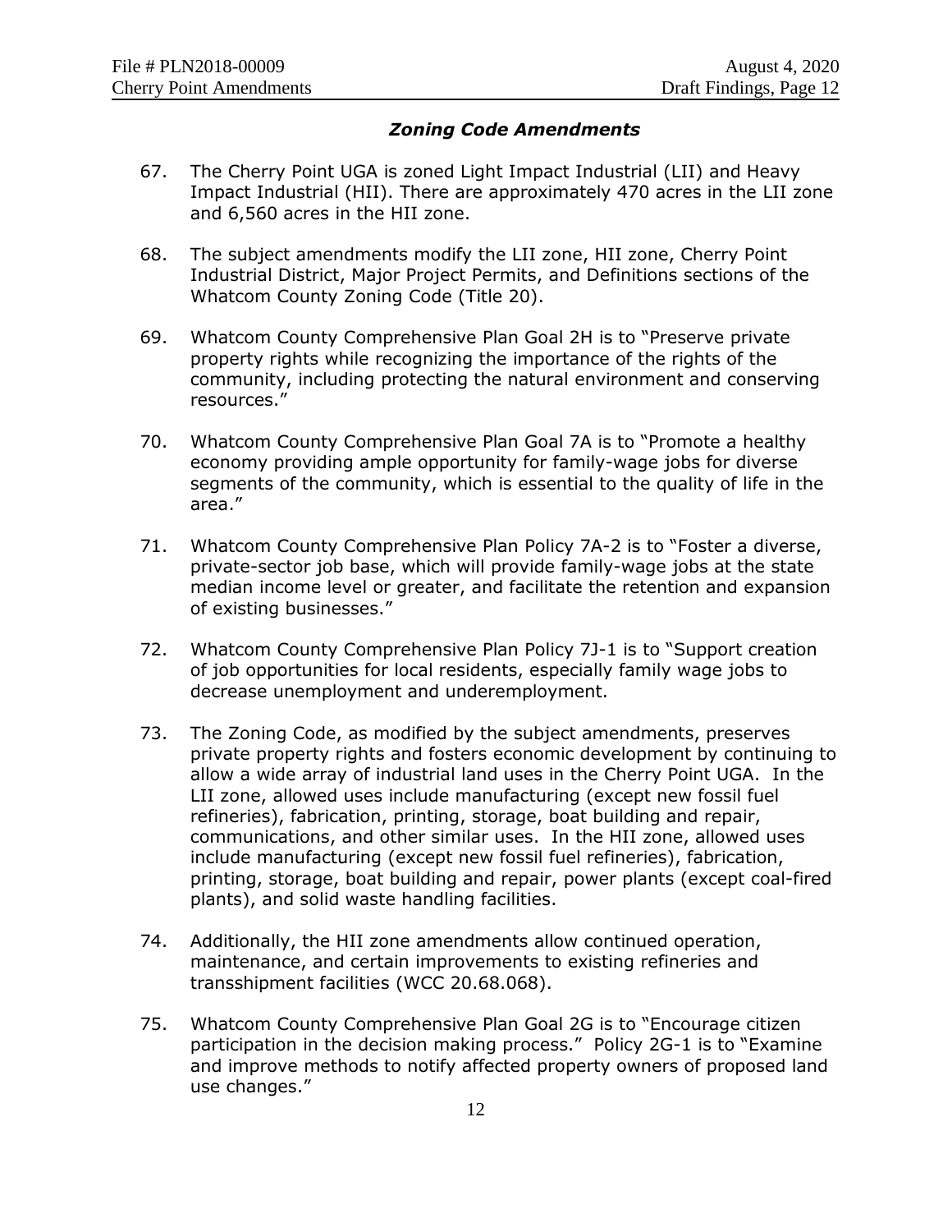### *Zoning Code Amendments*

67. The Cherry Point UGA is zoned Light Impact Industrial (LII) and Heavy Impact Industrial (HII). There are approximately 470 acres in the LII zone and 6,560 acres in the HII zone.

68. The subject amendments modify the LII zone, HII zone, Cherry Point Industrial District, Major Project Permits, and Definitions sections of the Whatcom County Zoning Code (Title 20).

69. Whatcom County Comprehensive Plan Goal 2H is to "Preserve private property rights while recognizing the importance of the rights of the community, including protecting the natural environment and conserving resources."

70. Whatcom County Comprehensive Plan Goal 7A is to "Promote a healthy economy providing ample opportunity for family-wage jobs for diverse segments of the community, which is essential to the quality of life in the area."

71. Whatcom County Comprehensive Plan Policy 7A-2 is to "Foster a diverse, private-sector job base, which will provide family-wage jobs at the state median income level or greater, and facilitate the retention and expansion of existing businesses."

72. Whatcom County Comprehensive Plan Policy 7J-1 is to "Support creation of job opportunities for local residents, especially family wage jobs to decrease unemployment and underemployment.

73. The Zoning Code, as modified by the subject amendments, preserves private property rights and fosters economic development by continuing to allow a wide array of industrial land uses in the Cherry Point UGA. In the LII zone, allowed uses include manufacturing (except new fossil fuel refineries), fabrication, printing, storage, boat building and repair, communications, and other similar uses. In the HII zone, allowed uses include manufacturing (except new fossil fuel refineries), fabrication, printing, storage, boat building and repair, power plants (except coal-fired plants), and solid waste handling facilities.

74. Additionally, the HII zone amendments allow continued operation, maintenance, and certain improvements to existing refineries and transshipment facilities (WCC 20.68.068).

75. Whatcom County Comprehensive Plan Goal 2G is to "Encourage citizen participation in the decision making process." Policy 2G-1 is to "Examine and improve methods to notify affected property owners of proposed land use changes."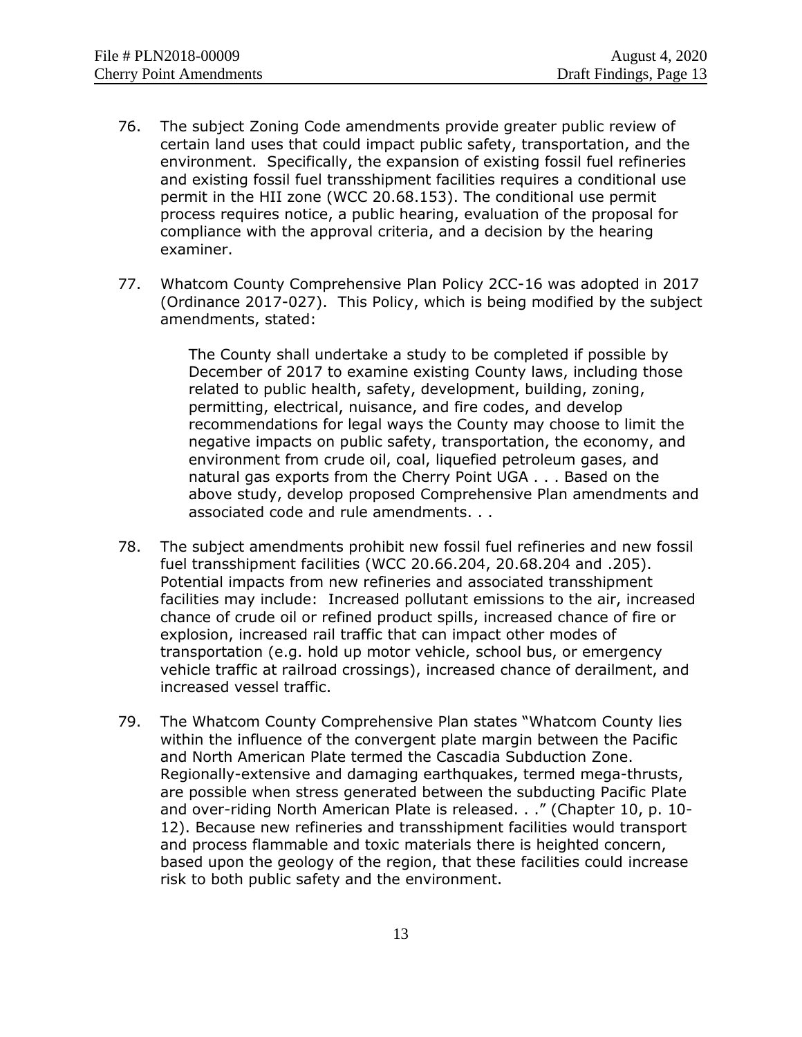76. The subject Zoning Code amendments provide greater public review of certain land uses that could impact public safety, transportation, and the environment. Specifically, the expansion of existing fossil fuel refineries and existing fossil fuel transshipment facilities requires a conditional use permit in the HII zone (WCC 20.68.153). The conditional use permit process requires notice, a public hearing, evaluation of the proposal for compliance with the approval criteria, and a decision by the hearing examiner.

77. Whatcom County Comprehensive Plan Policy 2CC-16 was adopted in 2017 (Ordinance 2017-027). This Policy, which is being modified by the subject amendments, stated:

    > The County shall undertake a study to be completed if possible by December of 2017 to examine existing County laws, including those related to public health, safety, development, building, zoning, permitting, electrical, nuisance, and fire codes, and develop recommendations for legal ways the County may choose to limit the negative impacts on public safety, transportation, the economy, and environment from crude oil, coal, liquefied petroleum gases, and natural gas exports from the Cherry Point UGA . . . Based on the above study, develop proposed Comprehensive Plan amendments and associated code and rule amendments. . .

78. The subject amendments prohibit new fossil fuel refineries and new fossil fuel transshipment facilities (WCC 20.66.204, 20.68.204 and .205). Potential impacts from new refineries and associated transshipment facilities may include: Increased pollutant emissions to the air, increased chance of crude oil or refined product spills, increased chance of fire or explosion, increased rail traffic that can impact other modes of transportation (e.g. hold up motor vehicle, school bus, or emergency vehicle traffic at railroad crossings), increased chance of derailment, and increased vessel traffic.

79. The Whatcom County Comprehensive Plan states "Whatcom County lies within the influence of the convergent plate margin between the Pacific and North American Plate termed the Cascadia Subduction Zone. Regionally-extensive and damaging earthquakes, termed mega-thrusts, are possible when stress generated between the subducting Pacific Plate and over-riding North American Plate is released. . ." (Chapter 10, p. 10-12). Because new refineries and transshipment facilities would transport and process flammable and toxic materials there is heighted concern, based upon the geology of the region, that these facilities could increase risk to both public safety and the environment.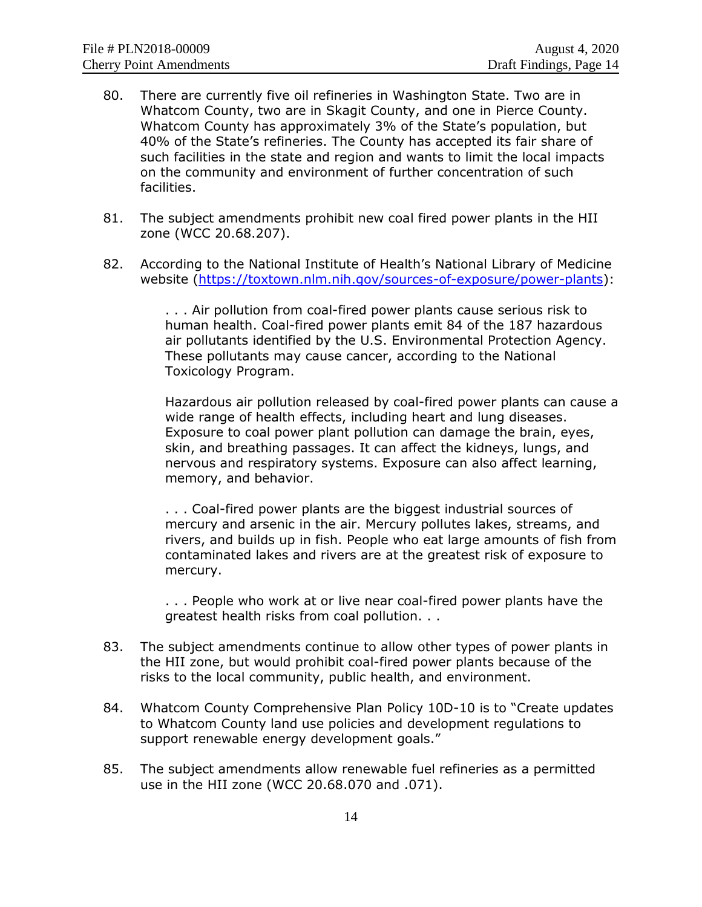80. There are currently five oil refineries in Washington State. Two are in Whatcom County, two are in Skagit County, and one in Pierce County. Whatcom County has approximately 3% of the State's population, but 40% of the State's refineries. The County has accepted its fair share of such facilities in the state and region and wants to limit the local impacts on the community and environment of further concentration of such facilities.

81. The subject amendments prohibit new coal fired power plants in the HII zone (WCC 20.68.207).

82. According to the National Institute of Health's National Library of Medicine website (https://toxtown.nlm.nih.gov/sources-of-exposure/power-plants):

   > . . . Air pollution from coal-fired power plants cause serious risk to human health. Coal-fired power plants emit 84 of the 187 hazardous air pollutants identified by the U.S. Environmental Protection Agency. These pollutants may cause cancer, according to the National Toxicology Program.
   >
   > Hazardous air pollution released by coal-fired power plants can cause a wide range of health effects, including heart and lung diseases. Exposure to coal power plant pollution can damage the brain, eyes, skin, and breathing passages. It can affect the kidneys, lungs, and nervous and respiratory systems. Exposure can also affect learning, memory, and behavior.
   >
   > . . . Coal-fired power plants are the biggest industrial sources of mercury and arsenic in the air. Mercury pollutes lakes, streams, and rivers, and builds up in fish. People who eat large amounts of fish from contaminated lakes and rivers are at the greatest risk of exposure to mercury.
   >
   > . . . People who work at or live near coal-fired power plants have the greatest health risks from coal pollution. . .

83. The subject amendments continue to allow other types of power plants in the HII zone, but would prohibit coal-fired power plants because of the risks to the local community, public health, and environment.

84. Whatcom County Comprehensive Plan Policy 10D-10 is to "Create updates to Whatcom County land use policies and development regulations to support renewable energy development goals."

85. The subject amendments allow renewable fuel refineries as a permitted use in the HII zone (WCC 20.68.070 and .071).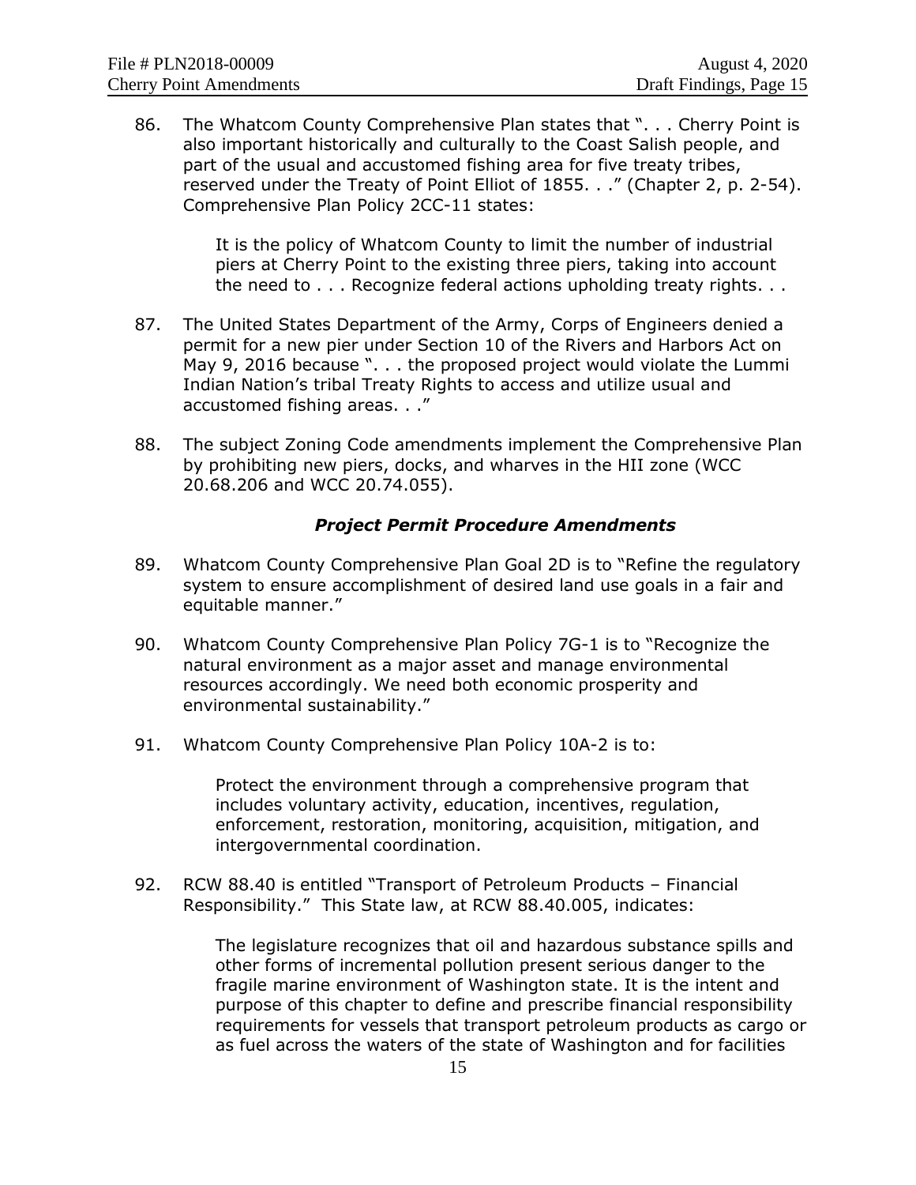86. The Whatcom County Comprehensive Plan states that ". . . Cherry Point is also important historically and culturally to the Coast Salish people, and part of the usual and accustomed fishing area for five treaty tribes, reserved under the Treaty of Point Elliot of 1855. . ." (Chapter 2, p. 2-54). Comprehensive Plan Policy 2CC-11 states:

   > It is the policy of Whatcom County to limit the number of industrial piers at Cherry Point to the existing three piers, taking into account the need to . . . Recognize federal actions upholding treaty rights. . .

87. The United States Department of the Army, Corps of Engineers denied a permit for a new pier under Section 10 of the Rivers and Harbors Act on May 9, 2016 because ". . . the proposed project would violate the Lummi Indian Nation's tribal Treaty Rights to access and utilize usual and accustomed fishing areas. . ."

88. The subject Zoning Code amendments implement the Comprehensive Plan by prohibiting new piers, docks, and wharves in the HII zone (WCC 20.68.206 and WCC 20.74.055).

### *Project Permit Procedure Amendments*

89. Whatcom County Comprehensive Plan Goal 2D is to "Refine the regulatory system to ensure accomplishment of desired land use goals in a fair and equitable manner."

90. Whatcom County Comprehensive Plan Policy 7G-1 is to "Recognize the natural environment as a major asset and manage environmental resources accordingly. We need both economic prosperity and environmental sustainability."

91. Whatcom County Comprehensive Plan Policy 10A-2 is to:

   > Protect the environment through a comprehensive program that includes voluntary activity, education, incentives, regulation, enforcement, restoration, monitoring, acquisition, mitigation, and intergovernmental coordination.

92. RCW 88.40 is entitled "Transport of Petroleum Products – Financial Responsibility." This State law, at RCW 88.40.005, indicates:

   > The legislature recognizes that oil and hazardous substance spills and other forms of incremental pollution present serious danger to the fragile marine environment of Washington state. It is the intent and purpose of this chapter to define and prescribe financial responsibility requirements for vessels that transport petroleum products as cargo or as fuel across the waters of the state of Washington and for facilities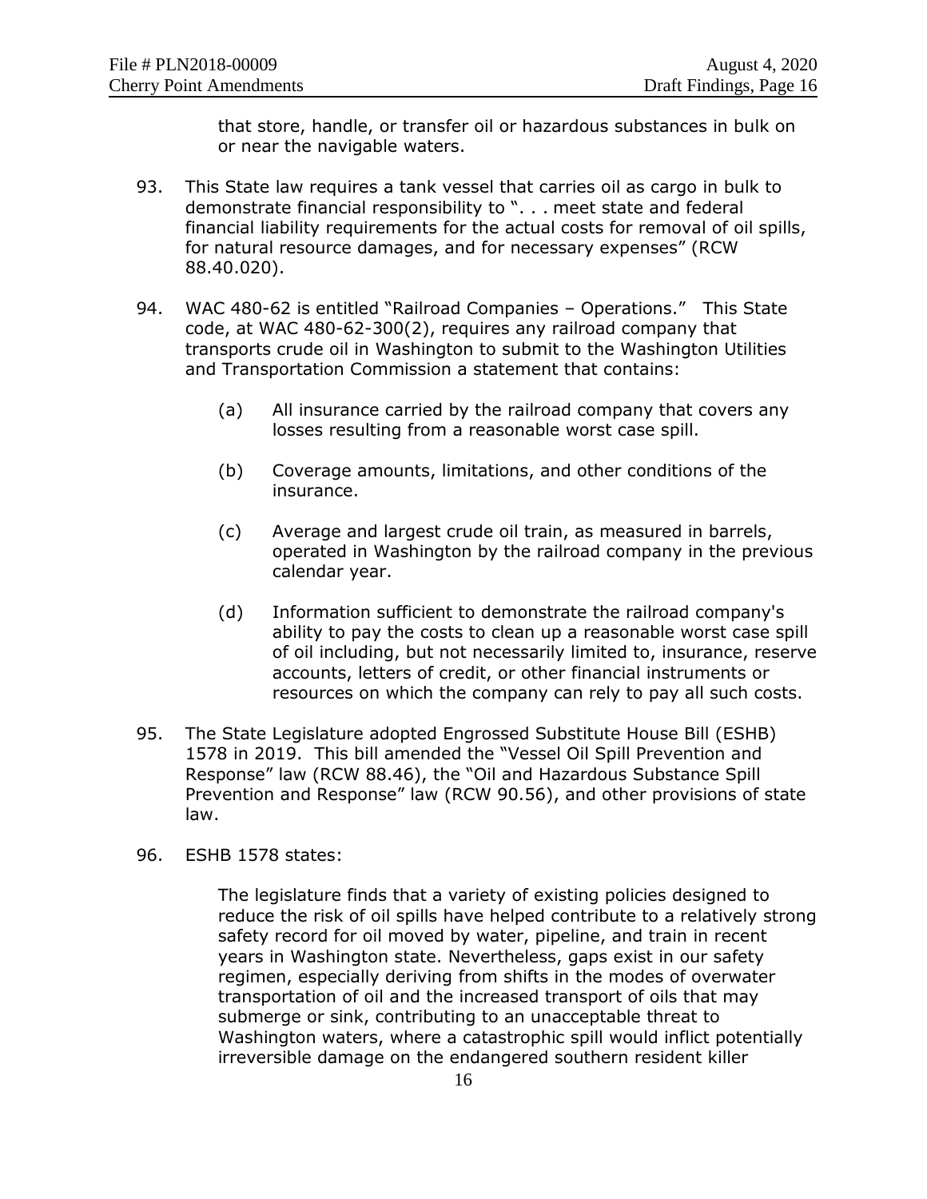that store, handle, or transfer oil or hazardous substances in bulk on or near the navigable waters.

93. This State law requires a tank vessel that carries oil as cargo in bulk to demonstrate financial responsibility to ". . . meet state and federal financial liability requirements for the actual costs for removal of oil spills, for natural resource damages, and for necessary expenses" (RCW 88.40.020).

94. WAC 480-62 is entitled "Railroad Companies – Operations." This State code, at WAC 480-62-300(2), requires any railroad company that transports crude oil in Washington to submit to the Washington Utilities and Transportation Commission a statement that contains:

    (a) All insurance carried by the railroad company that covers any losses resulting from a reasonable worst case spill.

    (b) Coverage amounts, limitations, and other conditions of the insurance.

    (c) Average and largest crude oil train, as measured in barrels, operated in Washington by the railroad company in the previous calendar year.

    (d) Information sufficient to demonstrate the railroad company's ability to pay the costs to clean up a reasonable worst case spill of oil including, but not necessarily limited to, insurance, reserve accounts, letters of credit, or other financial instruments or resources on which the company can rely to pay all such costs.

95. The State Legislature adopted Engrossed Substitute House Bill (ESHB) 1578 in 2019. This bill amended the "Vessel Oil Spill Prevention and Response" law (RCW 88.46), the "Oil and Hazardous Substance Spill Prevention and Response" law (RCW 90.56), and other provisions of state law.

96. ESHB 1578 states:

    The legislature finds that a variety of existing policies designed to reduce the risk of oil spills have helped contribute to a relatively strong safety record for oil moved by water, pipeline, and train in recent years in Washington state. Nevertheless, gaps exist in our safety regimen, especially deriving from shifts in the modes of overwater transportation of oil and the increased transport of oils that may submerge or sink, contributing to an unacceptable threat to Washington waters, where a catastrophic spill would inflict potentially irreversible damage on the endangered southern resident killer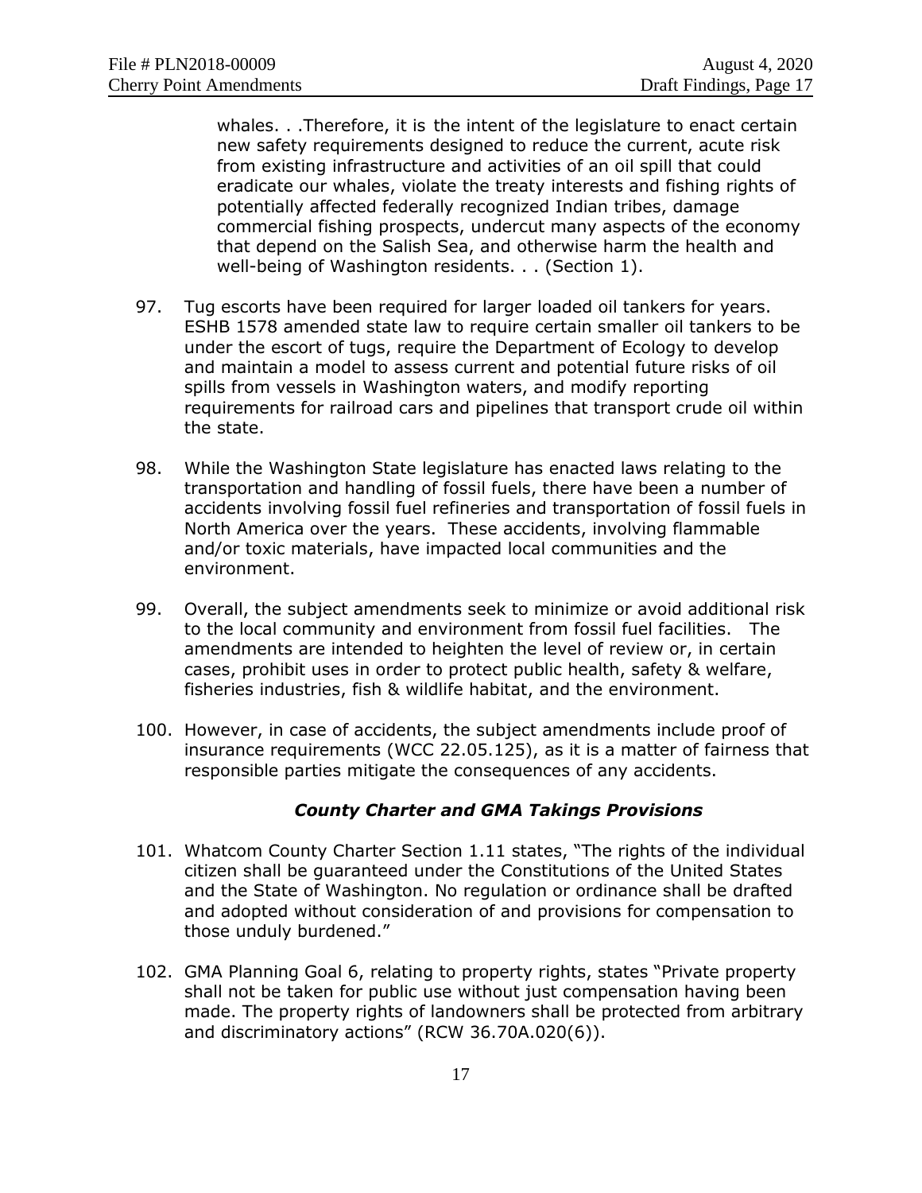> whales. . .Therefore, it is the intent of the legislature to enact certain new safety requirements designed to reduce the current, acute risk from existing infrastructure and activities of an oil spill that could eradicate our whales, violate the treaty interests and fishing rights of potentially affected federally recognized Indian tribes, damage commercial fishing prospects, undercut many aspects of the economy that depend on the Salish Sea, and otherwise harm the health and well-being of Washington residents. . . (Section 1).

97. Tug escorts have been required for larger loaded oil tankers for years. ESHB 1578 amended state law to require certain smaller oil tankers to be under the escort of tugs, require the Department of Ecology to develop and maintain a model to assess current and potential future risks of oil spills from vessels in Washington waters, and modify reporting requirements for railroad cars and pipelines that transport crude oil within the state.

98. While the Washington State legislature has enacted laws relating to the transportation and handling of fossil fuels, there have been a number of accidents involving fossil fuel refineries and transportation of fossil fuels in North America over the years. These accidents, involving flammable and/or toxic materials, have impacted local communities and the environment.

99. Overall, the subject amendments seek to minimize or avoid additional risk to the local community and environment from fossil fuel facilities. The amendments are intended to heighten the level of review or, in certain cases, prohibit uses in order to protect public health, safety & welfare, fisheries industries, fish & wildlife habitat, and the environment.

100. However, in case of accidents, the subject amendments include proof of insurance requirements (WCC 22.05.125), as it is a matter of fairness that responsible parties mitigate the consequences of any accidents.

### *County Charter and GMA Takings Provisions*

101. Whatcom County Charter Section 1.11 states, "The rights of the individual citizen shall be guaranteed under the Constitutions of the United States and the State of Washington. No regulation or ordinance shall be drafted and adopted without consideration of and provisions for compensation to those unduly burdened."

102. GMA Planning Goal 6, relating to property rights, states "Private property shall not be taken for public use without just compensation having been made. The property rights of landowners shall be protected from arbitrary and discriminatory actions" (RCW 36.70A.020(6)).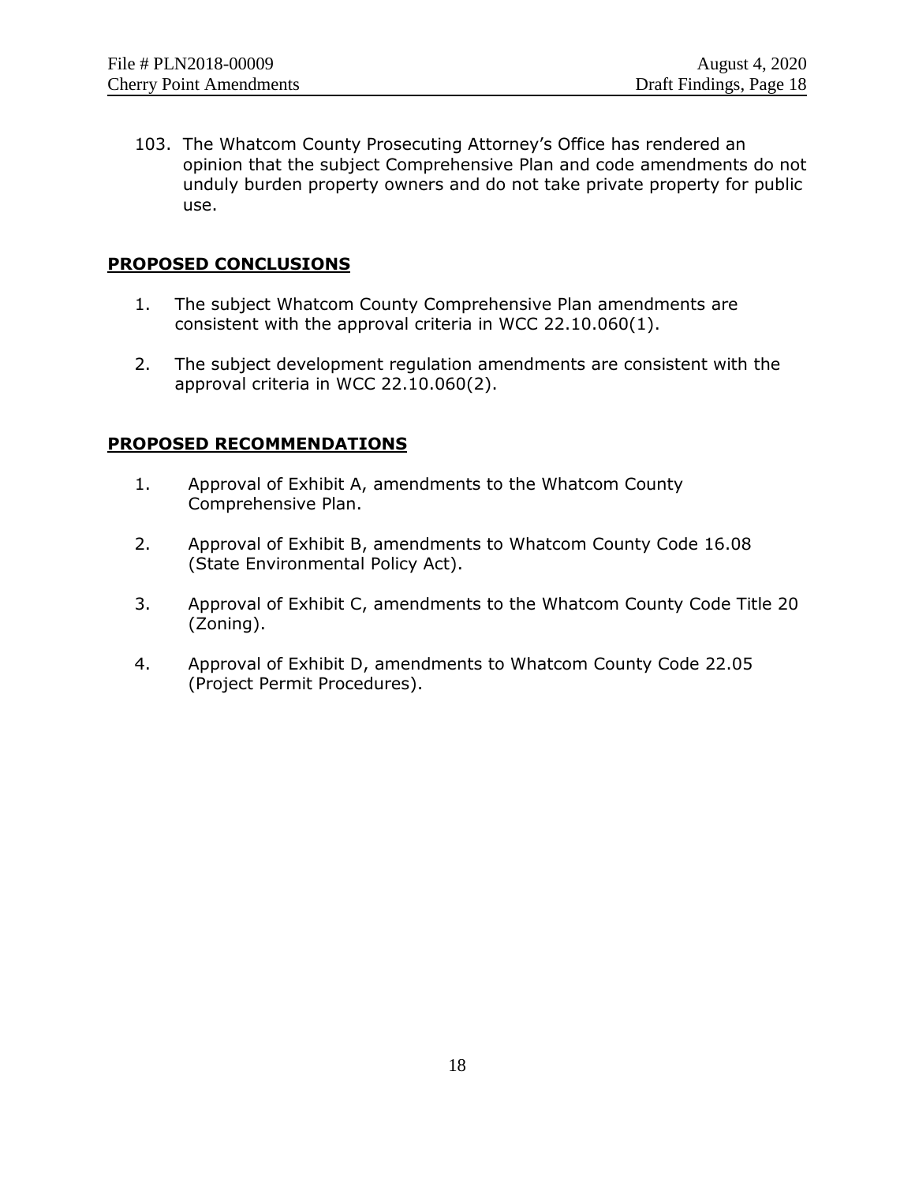103. The Whatcom County Prosecuting Attorney's Office has rendered an opinion that the subject Comprehensive Plan and code amendments do not unduly burden property owners and do not take private property for public use.

## PROPOSED CONCLUSIONS

1. The subject Whatcom County Comprehensive Plan amendments are consistent with the approval criteria in WCC 22.10.060(1).

2. The subject development regulation amendments are consistent with the approval criteria in WCC 22.10.060(2).

## PROPOSED RECOMMENDATIONS

1. Approval of Exhibit A, amendments to the Whatcom County Comprehensive Plan.

2. Approval of Exhibit B, amendments to Whatcom County Code 16.08 (State Environmental Policy Act).

3. Approval of Exhibit C, amendments to the Whatcom County Code Title 20 (Zoning).

4. Approval of Exhibit D, amendments to Whatcom County Code 22.05 (Project Permit Procedures).